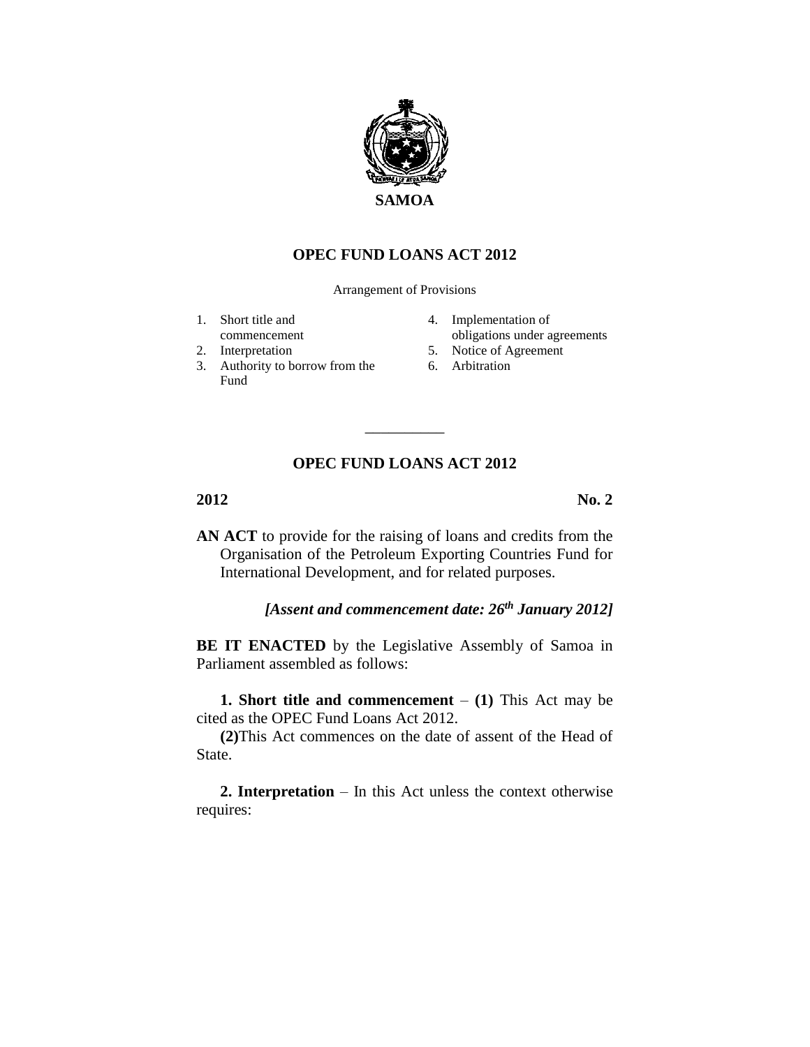**SAMOA**

# OPEC FUND LOANS ACT 2012

Arrangement of Provisions

1. Short title and commencement
2. Interpretation
3. Authority to borrow from the Fund
4. Implementation of obligations under agreements
5. Notice of Agreement
6. Arbitration

---

## OPEC FUND LOANS ACT 2012

**2012** **No. 2**

**AN ACT** to provide for the raising of loans and credits from the Organisation of the Petroleum Exporting Countries Fund for International Development, and for related purposes.

***[Assent and commencement date: 26th January 2012]***

**BE IT ENACTED** by the Legislative Assembly of Samoa in Parliament assembled as follows:

**1. Short title and commencement** – **(1)** This Act may be cited as the OPEC Fund Loans Act 2012.

**(2)**This Act commences on the date of assent of the Head of State.

**2. Interpretation** – In this Act unless the context otherwise requires: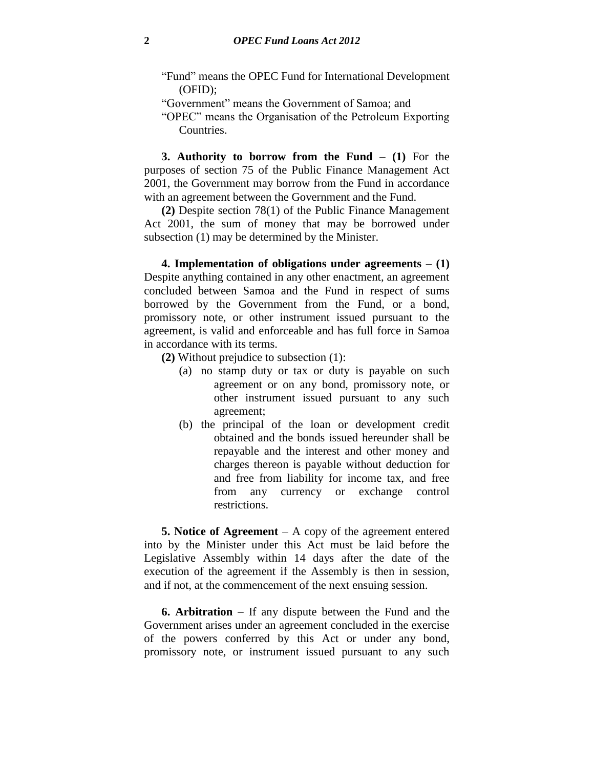"Fund" means the OPEC Fund for International Development (OFID);

"Government" means the Government of Samoa; and

"OPEC" means the Organisation of the Petroleum Exporting Countries.

**3. Authority to borrow from the Fund** – **(1)** For the purposes of section 75 of the Public Finance Management Act 2001, the Government may borrow from the Fund in accordance with an agreement between the Government and the Fund.

**(2)** Despite section 78(1) of the Public Finance Management Act 2001, the sum of money that may be borrowed under subsection (1) may be determined by the Minister.

**4. Implementation of obligations under agreements** – **(1)** Despite anything contained in any other enactment, an agreement concluded between Samoa and the Fund in respect of sums borrowed by the Government from the Fund, or a bond, promissory note, or other instrument issued pursuant to the agreement, is valid and enforceable and has full force in Samoa in accordance with its terms.

**(2)** Without prejudice to subsection (1):

(a) no stamp duty or tax or duty is payable on such agreement or on any bond, promissory note, or other instrument issued pursuant to any such agreement;

(b) the principal of the loan or development credit obtained and the bonds issued hereunder shall be repayable and the interest and other money and charges thereon is payable without deduction for and free from liability for income tax, and free from any currency or exchange control restrictions.

**5. Notice of Agreement** – A copy of the agreement entered into by the Minister under this Act must be laid before the Legislative Assembly within 14 days after the date of the execution of the agreement if the Assembly is then in session, and if not, at the commencement of the next ensuing session.

**6. Arbitration** – If any dispute between the Fund and the Government arises under an agreement concluded in the exercise of the powers conferred by this Act or under any bond, promissory note, or instrument issued pursuant to any such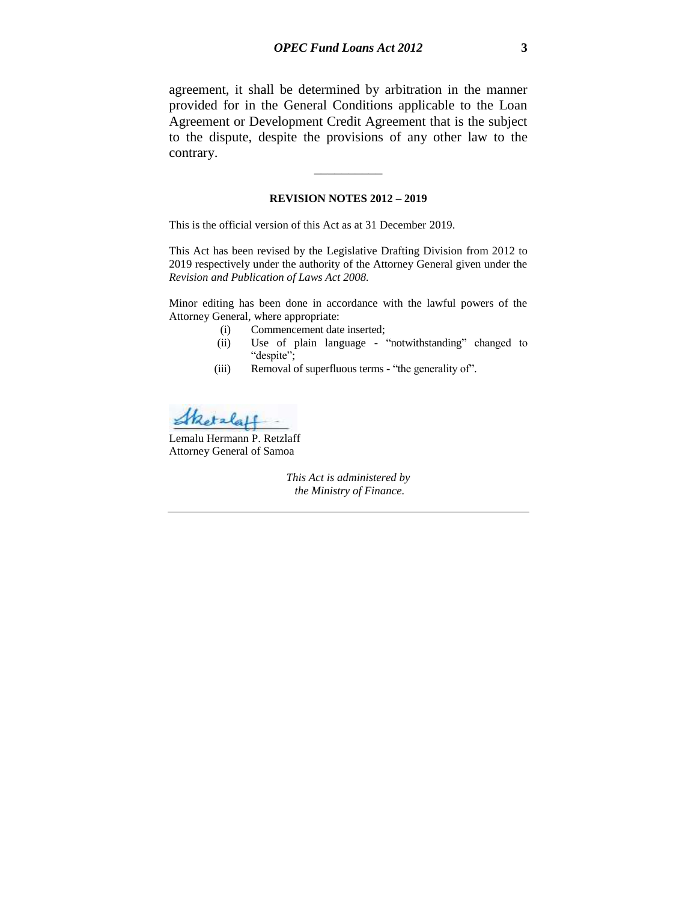agreement, it shall be determined by arbitration in the manner provided for in the General Conditions applicable to the Loan Agreement or Development Credit Agreement that is the subject to the dispute, despite the provisions of any other law to the contrary.

---

**REVISION NOTES 2012 – 2019**

This is the official version of this Act as at 31 December 2019.

This Act has been revised by the Legislative Drafting Division from 2012 to 2019 respectively under the authority of the Attorney General given under the *Revision and Publication of Laws Act 2008.*

Minor editing has been done in accordance with the lawful powers of the Attorney General, where appropriate:

(i) Commencement date inserted;

(ii) Use of plain language - "notwithstanding" changed to "despite";

(iii) Removal of superfluous terms - "the generality of".

Lemalu Hermann P. Retzlaff
Attorney General of Samoa

*This Act is administered by the Ministry of Finance.*